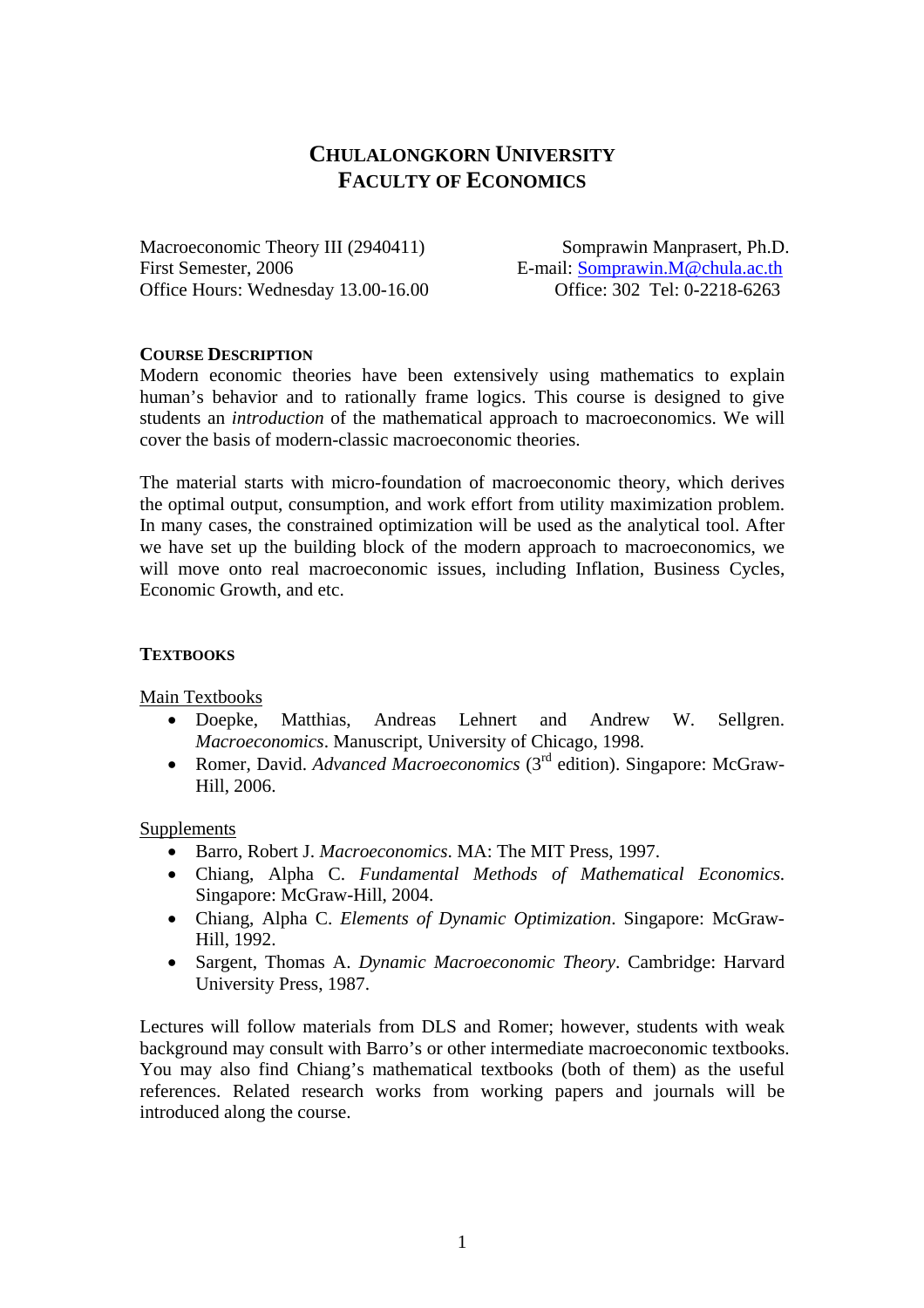# CHULALONGKORN UNIVERSITY
# FACULTY OF ECONOMICS

Macroeconomic Theory III (2940411)
First Semester, 2006
Office Hours: Wednesday 13.00-16.00

Somprawin Manprasert, Ph.D.
E-mail: Somprawin.M@chula.ac.th
Office: 302 Tel: 0-2218-6263

## COURSE DESCRIPTION

Modern economic theories have been extensively using mathematics to explain human's behavior and to rationally frame logics. This course is designed to give students an *introduction* of the mathematical approach to macroeconomics. We will cover the basis of modern-classic macroeconomic theories.

The material starts with micro-foundation of macroeconomic theory, which derives the optimal output, consumption, and work effort from utility maximization problem. In many cases, the constrained optimization will be used as the analytical tool. After we have set up the building block of the modern approach to macroeconomics, we will move onto real macroeconomic issues, including Inflation, Business Cycles, Economic Growth, and etc.

## TEXTBOOKS

Main Textbooks

- Doepke, Matthias, Andreas Lehnert and Andrew W. Sellgren. *Macroeconomics*. Manuscript, University of Chicago, 1998.
- Romer, David. *Advanced Macroeconomics* (3rd edition). Singapore: McGraw-Hill, 2006.

Supplements

- Barro, Robert J. *Macroeconomics*. MA: The MIT Press, 1997.
- Chiang, Alpha C. *Fundamental Methods of Mathematical Economics*. Singapore: McGraw-Hill, 2004.
- Chiang, Alpha C. *Elements of Dynamic Optimization*. Singapore: McGraw-Hill, 1992.
- Sargent, Thomas A. *Dynamic Macroeconomic Theory*. Cambridge: Harvard University Press, 1987.

Lectures will follow materials from DLS and Romer; however, students with weak background may consult with Barro's or other intermediate macroeconomic textbooks. You may also find Chiang's mathematical textbooks (both of them) as the useful references. Related research works from working papers and journals will be introduced along the course.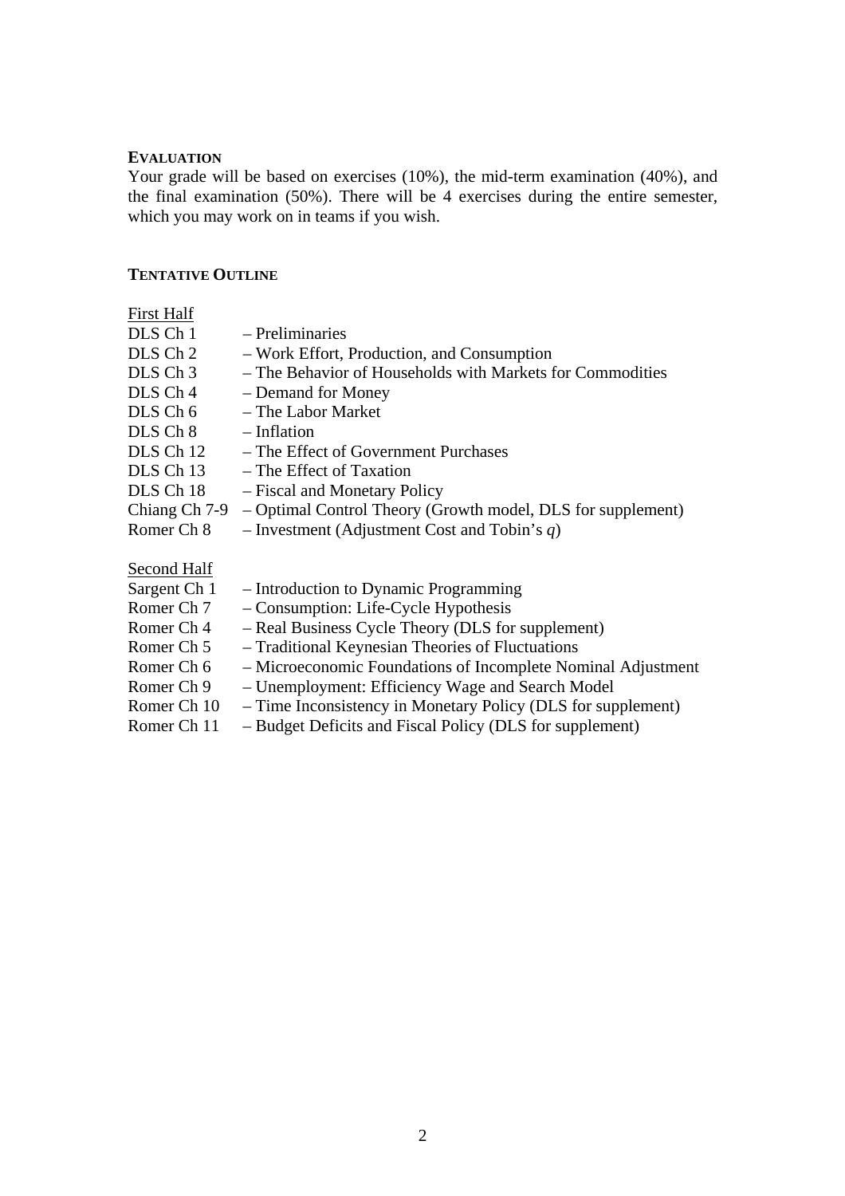**EVALUATION**

Your grade will be based on exercises (10%), the mid-term examination (40%), and the final examination (50%). There will be 4 exercises during the entire semester, which you may work on in teams if you wish.

**TENTATIVE OUTLINE**

First Half

| | |
|---|---|
| DLS Ch 1 | – Preliminaries |
| DLS Ch 2 | – Work Effort, Production, and Consumption |
| DLS Ch 3 | – The Behavior of Households with Markets for Commodities |
| DLS Ch 4 | – Demand for Money |
| DLS Ch 6 | – The Labor Market |
| DLS Ch 8 | – Inflation |
| DLS Ch 12 | – The Effect of Government Purchases |
| DLS Ch 13 | – The Effect of Taxation |
| DLS Ch 18 | – Fiscal and Monetary Policy |
| Chiang Ch 7-9 | – Optimal Control Theory (Growth model, DLS for supplement) |
| Romer Ch 8 | – Investment (Adjustment Cost and Tobin's *q*) |

Second Half

| | |
|---|---|
| Sargent Ch 1 | – Introduction to Dynamic Programming |
| Romer Ch 7 | – Consumption: Life-Cycle Hypothesis |
| Romer Ch 4 | – Real Business Cycle Theory (DLS for supplement) |
| Romer Ch 5 | – Traditional Keynesian Theories of Fluctuations |
| Romer Ch 6 | – Microeconomic Foundations of Incomplete Nominal Adjustment |
| Romer Ch 9 | – Unemployment: Efficiency Wage and Search Model |
| Romer Ch 10 | – Time Inconsistency in Monetary Policy (DLS for supplement) |
| Romer Ch 11 | – Budget Deficits and Fiscal Policy (DLS for supplement) |